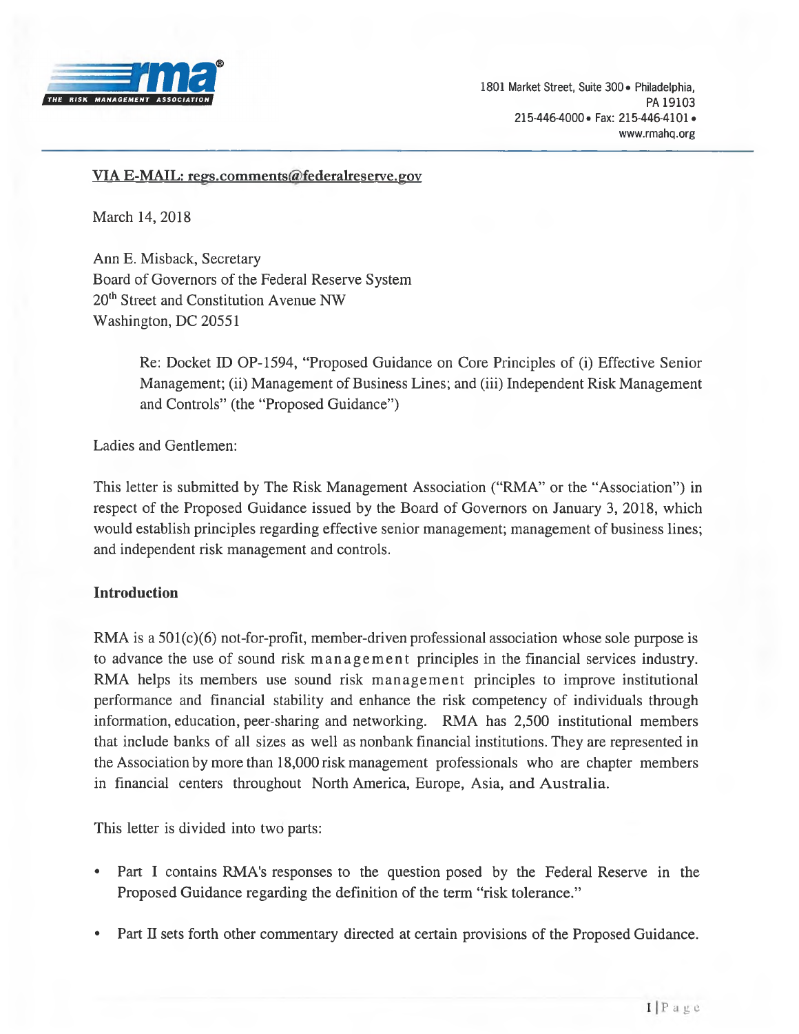1801 Market Street, Suite 300 • Philadelphia, PA 19103
215-446-4000 • Fax: 215-446-4101 •
www.rmahq.org

VIA E-MAIL: regs.comments@federalreserve.gov

March 14, 2018

Ann E. Misback, Secretary
Board of Governors of the Federal Reserve System
20th Street and Constitution Avenue NW
Washington, DC 20551

> Re: Docket ID OP-1594, "Proposed Guidance on Core Principles of (i) Effective Senior Management; (ii) Management of Business Lines; and (iii) Independent Risk Management and Controls" (the "Proposed Guidance")

Ladies and Gentlemen:

This letter is submitted by The Risk Management Association ("RMA" or the "Association") in respect of the Proposed Guidance issued by the Board of Governors on January 3, 2018, which would establish principles regarding effective senior management; management of business lines; and independent risk management and controls.

**Introduction**

RMA is a 501(c)(6) not-for-profit, member-driven professional association whose sole purpose is to advance the use of sound risk management principles in the financial services industry. RMA helps its members use sound risk management principles to improve institutional performance and financial stability and enhance the risk competency of individuals through information, education, peer-sharing and networking. RMA has 2,500 institutional members that include banks of all sizes as well as nonbank financial institutions. They are represented in the Association by more than 18,000 risk management professionals who are chapter members in financial centers throughout North America, Europe, Asia, and Australia.

This letter is divided into two parts:

- Part I contains RMA's responses to the question posed by the Federal Reserve in the Proposed Guidance regarding the definition of the term "risk tolerance."
- Part II sets forth other commentary directed at certain provisions of the Proposed Guidance.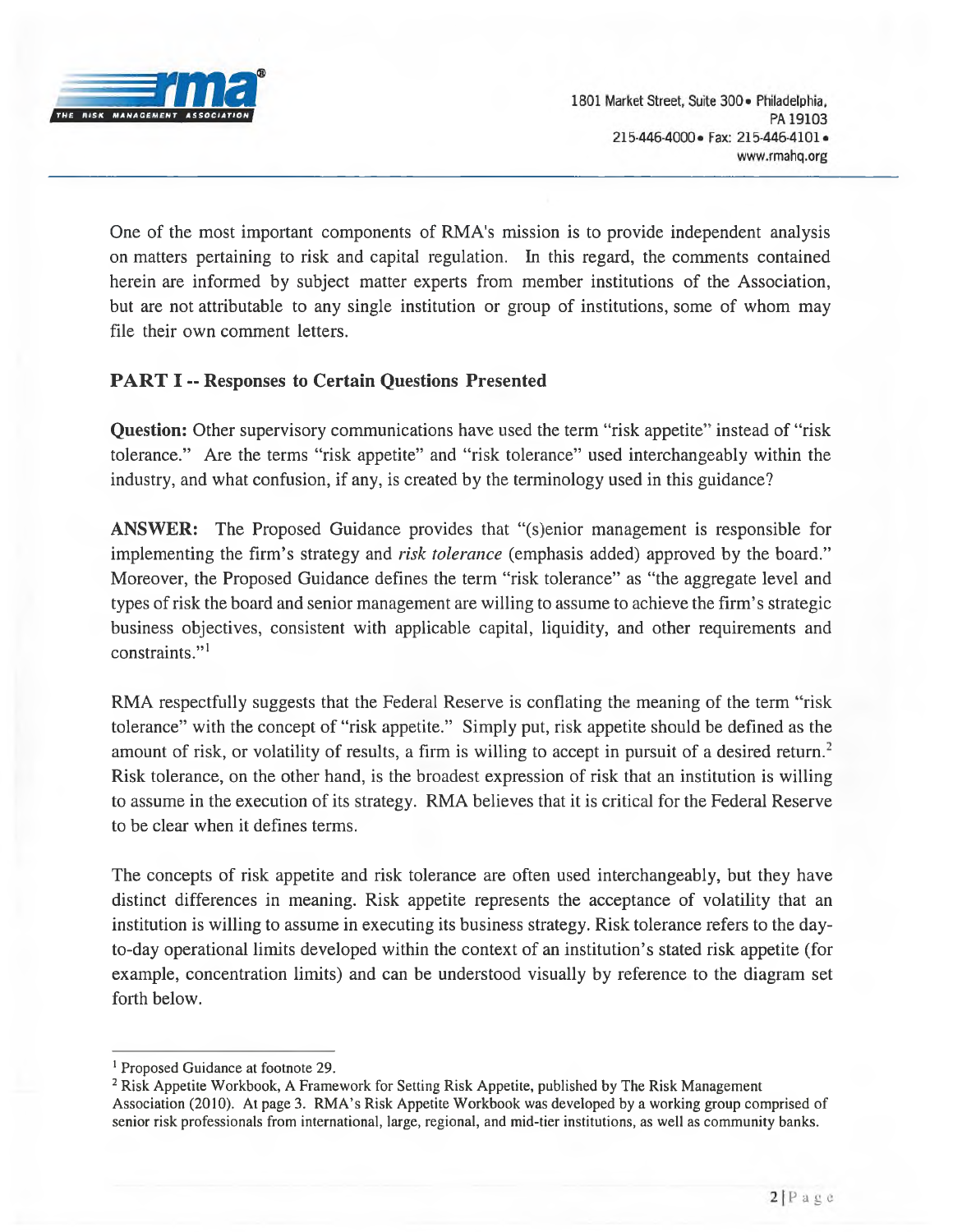One of the most important components of RMA's mission is to provide independent analysis on matters pertaining to risk and capital regulation. In this regard, the comments contained herein are informed by subject matter experts from member institutions of the Association, but are not attributable to any single institution or group of institutions, some of whom may file their own comment letters.

## PART I -- Responses to Certain Questions Presented

**Question:** Other supervisory communications have used the term "risk appetite" instead of "risk tolerance." Are the terms "risk appetite" and "risk tolerance" used interchangeably within the industry, and what confusion, if any, is created by the terminology used in this guidance?

**ANSWER:** The Proposed Guidance provides that "(s)enior management is responsible for implementing the firm's strategy and *risk tolerance* (emphasis added) approved by the board." Moreover, the Proposed Guidance defines the term "risk tolerance" as "the aggregate level and types of risk the board and senior management are willing to assume to achieve the firm's strategic business objectives, consistent with applicable capital, liquidity, and other requirements and constraints."[1]

RMA respectfully suggests that the Federal Reserve is conflating the meaning of the term "risk tolerance" with the concept of "risk appetite." Simply put, risk appetite should be defined as the amount of risk, or volatility of results, a firm is willing to accept in pursuit of a desired return.[2] Risk tolerance, on the other hand, is the broadest expression of risk that an institution is willing to assume in the execution of its strategy. RMA believes that it is critical for the Federal Reserve to be clear when it defines terms.

The concepts of risk appetite and risk tolerance are often used interchangeably, but they have distinct differences in meaning. Risk appetite represents the acceptance of volatility that an institution is willing to assume in executing its business strategy. Risk tolerance refers to the day-to-day operational limits developed within the context of an institution's stated risk appetite (for example, concentration limits) and can be understood visually by reference to the diagram set forth below.

---

[1] Proposed Guidance at footnote 29.

[2] Risk Appetite Workbook, A Framework for Setting Risk Appetite, published by The Risk Management Association (2010). At page 3. RMA's Risk Appetite Workbook was developed by a working group comprised of senior risk professionals from international, large, regional, and mid-tier institutions, as well as community banks.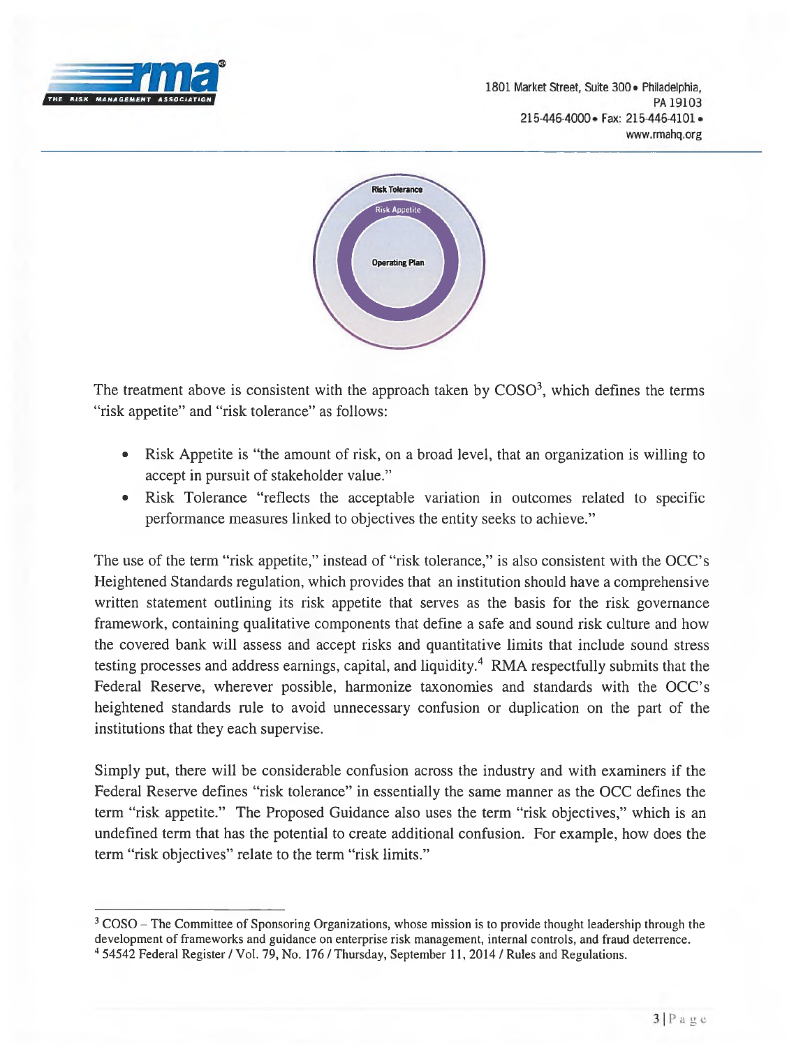The treatment above is consistent with the approach taken by COSO[3], which defines the terms "risk appetite" and "risk tolerance" as follows:

- Risk Appetite is "the amount of risk, on a broad level, that an organization is willing to accept in pursuit of stakeholder value."
- Risk Tolerance "reflects the acceptable variation in outcomes related to specific performance measures linked to objectives the entity seeks to achieve."

The use of the term "risk appetite," instead of "risk tolerance," is also consistent with the OCC's Heightened Standards regulation, which provides that an institution should have a comprehensive written statement outlining its risk appetite that serves as the basis for the risk governance framework, containing qualitative components that define a safe and sound risk culture and how the covered bank will assess and accept risks and quantitative limits that include sound stress testing processes and address earnings, capital, and liquidity.[4] RMA respectfully submits that the Federal Reserve, wherever possible, harmonize taxonomies and standards with the OCC's heightened standards rule to avoid unnecessary confusion or duplication on the part of the institutions that they each supervise.

Simply put, there will be considerable confusion across the industry and with examiners if the Federal Reserve defines "risk tolerance" in essentially the same manner as the OCC defines the term "risk appetite." The Proposed Guidance also uses the term "risk objectives," which is an undefined term that has the potential to create additional confusion. For example, how does the term "risk objectives" relate to the term "risk limits."

---

[3] COSO – The Committee of Sponsoring Organizations, whose mission is to provide thought leadership through the development of frameworks and guidance on enterprise risk management, internal controls, and fraud deterrence.

[4] 54542 Federal Register / Vol. 79, No. 176 / Thursday, September 11, 2014 / Rules and Regulations.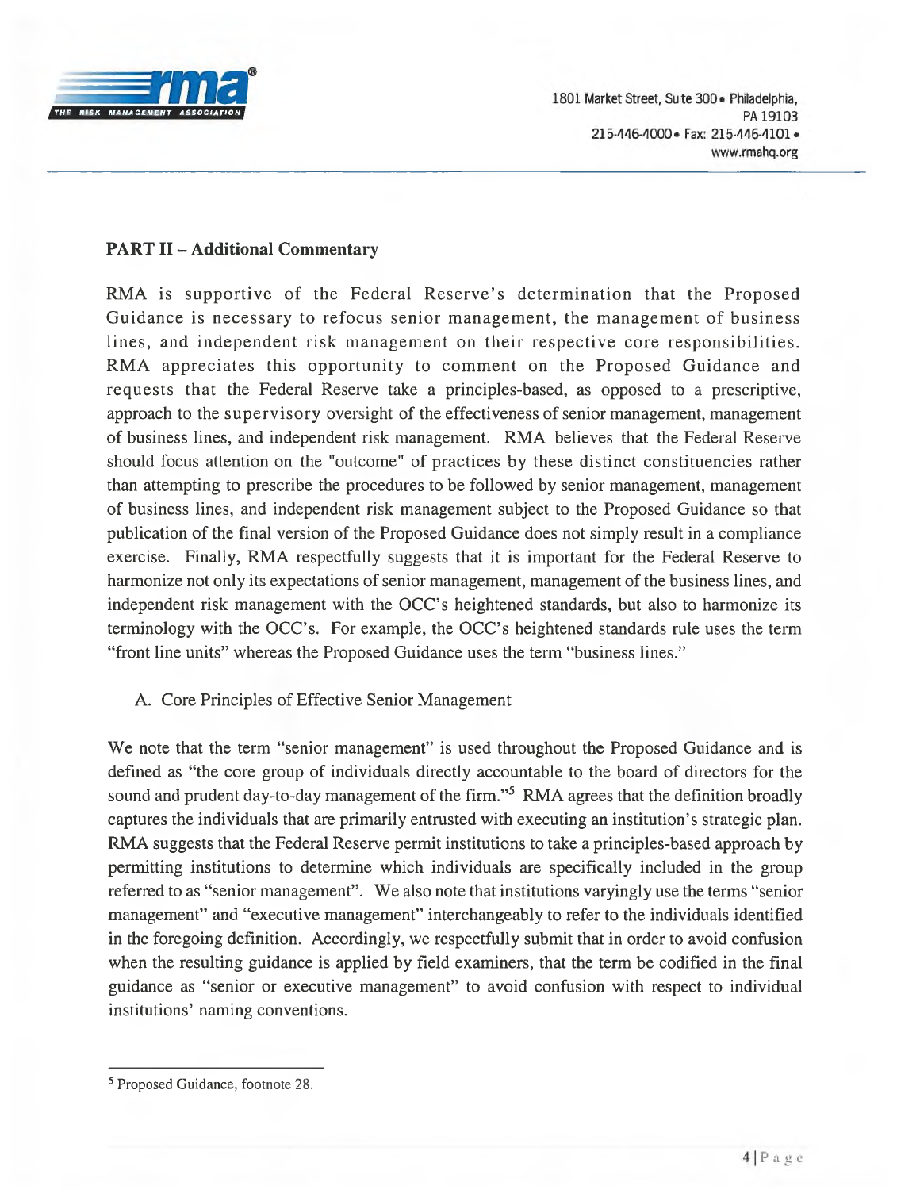**PART II – Additional Commentary**

RMA is supportive of the Federal Reserve's determination that the Proposed Guidance is necessary to refocus senior management, the management of business lines, and independent risk management on their respective core responsibilities. RMA appreciates this opportunity to comment on the Proposed Guidance and requests that the Federal Reserve take a principles-based, as opposed to a prescriptive, approach to the supervisory oversight of the effectiveness of senior management, management of business lines, and independent risk management. RMA believes that the Federal Reserve should focus attention on the "outcome" of practices by these distinct constituencies rather than attempting to prescribe the procedures to be followed by senior management, management of business lines, and independent risk management subject to the Proposed Guidance so that publication of the final version of the Proposed Guidance does not simply result in a compliance exercise. Finally, RMA respectfully suggests that it is important for the Federal Reserve to harmonize not only its expectations of senior management, management of the business lines, and independent risk management with the OCC's heightened standards, but also to harmonize its terminology with the OCC's. For example, the OCC's heightened standards rule uses the term "front line units" whereas the Proposed Guidance uses the term "business lines."

A. Core Principles of Effective Senior Management

We note that the term "senior management" is used throughout the Proposed Guidance and is defined as "the core group of individuals directly accountable to the board of directors for the sound and prudent day-to-day management of the firm."[5] RMA agrees that the definition broadly captures the individuals that are primarily entrusted with executing an institution's strategic plan. RMA suggests that the Federal Reserve permit institutions to take a principles-based approach by permitting institutions to determine which individuals are specifically included in the group referred to as "senior management". We also note that institutions varyingly use the terms "senior management" and "executive management" interchangeably to refer to the individuals identified in the foregoing definition. Accordingly, we respectfully submit that in order to avoid confusion when the resulting guidance is applied by field examiners, that the term be codified in the final guidance as "senior or executive management" to avoid confusion with respect to individual institutions' naming conventions.

---

[5] Proposed Guidance, footnote 28.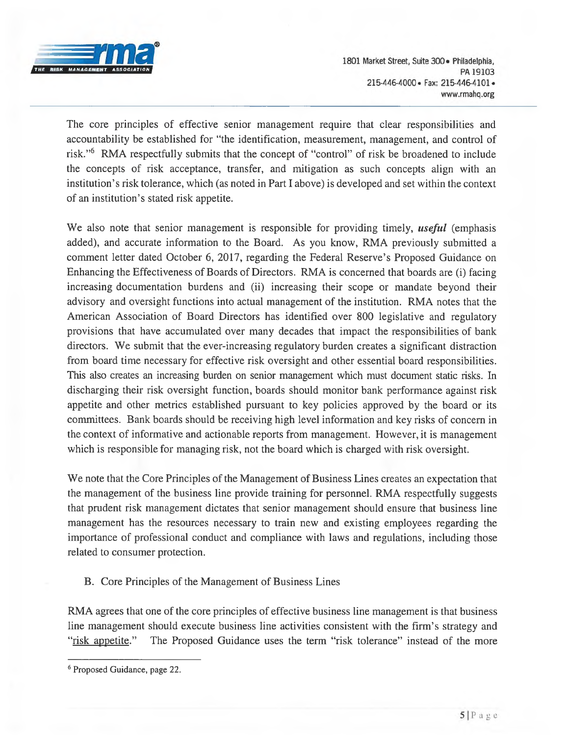The core principles of effective senior management require that clear responsibilities and accountability be established for "the identification, measurement, management, and control of risk."[6] RMA respectfully submits that the concept of "control" of risk be broadened to include the concepts of risk acceptance, transfer, and mitigation as such concepts align with an institution's risk tolerance, which (as noted in Part I above) is developed and set within the context of an institution's stated risk appetite.

We also note that senior management is responsible for providing timely, ***useful*** (emphasis added), and accurate information to the Board. As you know, RMA previously submitted a comment letter dated October 6, 2017, regarding the Federal Reserve's Proposed Guidance on Enhancing the Effectiveness of Boards of Directors. RMA is concerned that boards are (i) facing increasing documentation burdens and (ii) increasing their scope or mandate beyond their advisory and oversight functions into actual management of the institution. RMA notes that the American Association of Board Directors has identified over 800 legislative and regulatory provisions that have accumulated over many decades that impact the responsibilities of bank directors. We submit that the ever-increasing regulatory burden creates a significant distraction from board time necessary for effective risk oversight and other essential board responsibilities. This also creates an increasing burden on senior management which must document static risks. In discharging their risk oversight function, boards should monitor bank performance against risk appetite and other metrics established pursuant to key policies approved by the board or its committees. Bank boards should be receiving high level information and key risks of concern in the context of informative and actionable reports from management. However, it is management which is responsible for managing risk, not the board which is charged with risk oversight.

We note that the Core Principles of the Management of Business Lines creates an expectation that the management of the business line provide training for personnel. RMA respectfully suggests that prudent risk management dictates that senior management should ensure that business line management has the resources necessary to train new and existing employees regarding the importance of professional conduct and compliance with laws and regulations, including those related to consumer protection.

B. Core Principles of the Management of Business Lines

RMA agrees that one of the core principles of effective business line management is that business line management should execute business line activities consistent with the firm's strategy and "risk appetite." The Proposed Guidance uses the term "risk tolerance" instead of the more

[6] Proposed Guidance, page 22.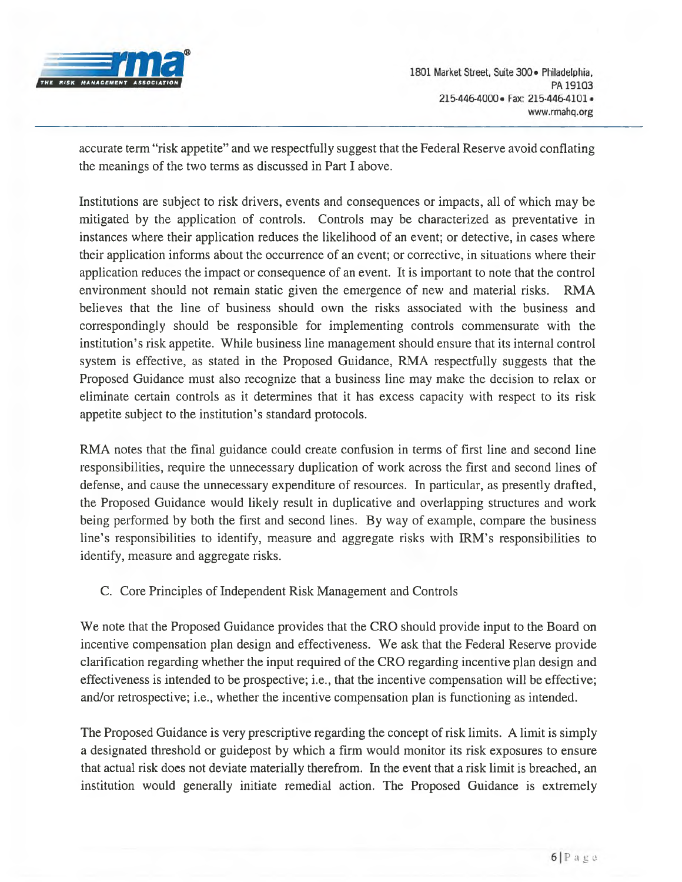accurate term "risk appetite" and we respectfully suggest that the Federal Reserve avoid conflating the meanings of the two terms as discussed in Part I above.

Institutions are subject to risk drivers, events and consequences or impacts, all of which may be mitigated by the application of controls. Controls may be characterized as preventative in instances where their application reduces the likelihood of an event; or detective, in cases where their application informs about the occurrence of an event; or corrective, in situations where their application reduces the impact or consequence of an event. It is important to note that the control environment should not remain static given the emergence of new and material risks. RMA believes that the line of business should own the risks associated with the business and correspondingly should be responsible for implementing controls commensurate with the institution's risk appetite. While business line management should ensure that its internal control system is effective, as stated in the Proposed Guidance, RMA respectfully suggests that the Proposed Guidance must also recognize that a business line may make the decision to relax or eliminate certain controls as it determines that it has excess capacity with respect to its risk appetite subject to the institution's standard protocols.

RMA notes that the final guidance could create confusion in terms of first line and second line responsibilities, require the unnecessary duplication of work across the first and second lines of defense, and cause the unnecessary expenditure of resources. In particular, as presently drafted, the Proposed Guidance would likely result in duplicative and overlapping structures and work being performed by both the first and second lines. By way of example, compare the business line's responsibilities to identify, measure and aggregate risks with IRM's responsibilities to identify, measure and aggregate risks.

C. Core Principles of Independent Risk Management and Controls

We note that the Proposed Guidance provides that the CRO should provide input to the Board on incentive compensation plan design and effectiveness. We ask that the Federal Reserve provide clarification regarding whether the input required of the CRO regarding incentive plan design and effectiveness is intended to be prospective; i.e., that the incentive compensation will be effective; and/or retrospective; i.e., whether the incentive compensation plan is functioning as intended.

The Proposed Guidance is very prescriptive regarding the concept of risk limits. A limit is simply a designated threshold or guidepost by which a firm would monitor its risk exposures to ensure that actual risk does not deviate materially therefrom. In the event that a risk limit is breached, an institution would generally initiate remedial action. The Proposed Guidance is extremely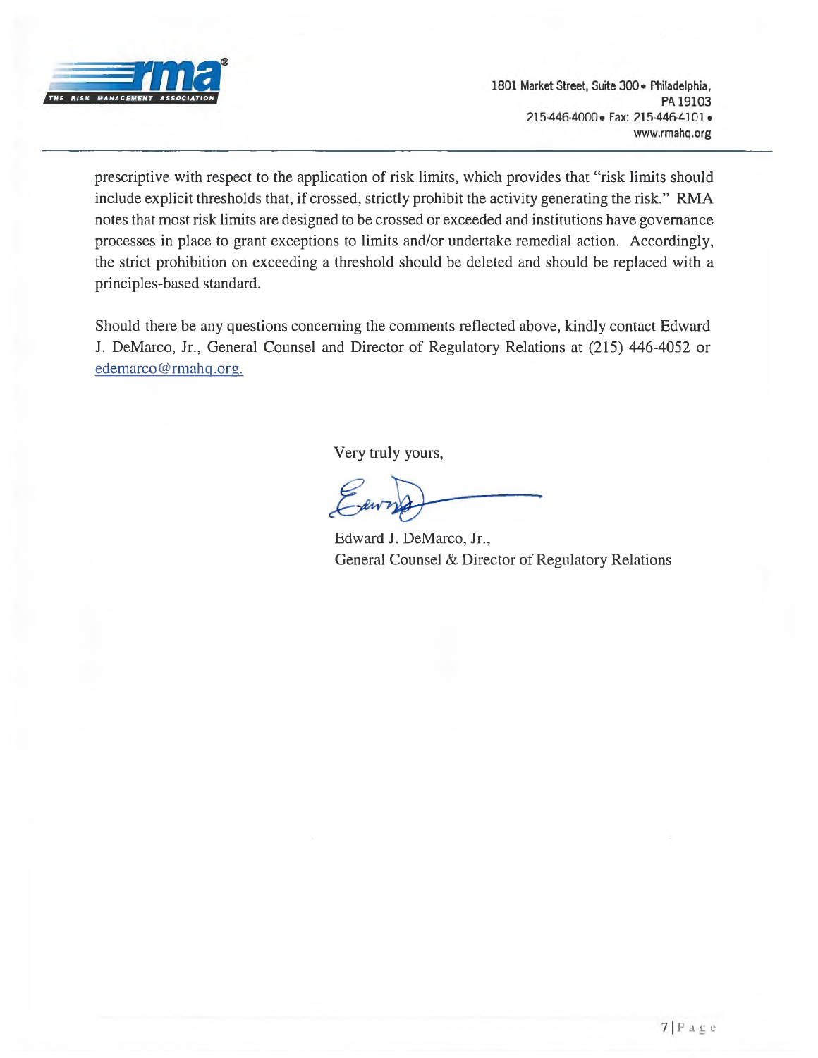prescriptive with respect to the application of risk limits, which provides that "risk limits should include explicit thresholds that, if crossed, strictly prohibit the activity generating the risk." RMA notes that most risk limits are designed to be crossed or exceeded and institutions have governance processes in place to grant exceptions to limits and/or undertake remedial action. Accordingly, the strict prohibition on exceeding a threshold should be deleted and should be replaced with a principles-based standard.

Should there be any questions concerning the comments reflected above, kindly contact Edward J. DeMarco, Jr., General Counsel and Director of Regulatory Relations at (215) 446-4052 or edemarco@rmahq.org.

Very truly yours,

Edward J. DeMarco, Jr.,
General Counsel & Director of Regulatory Relations